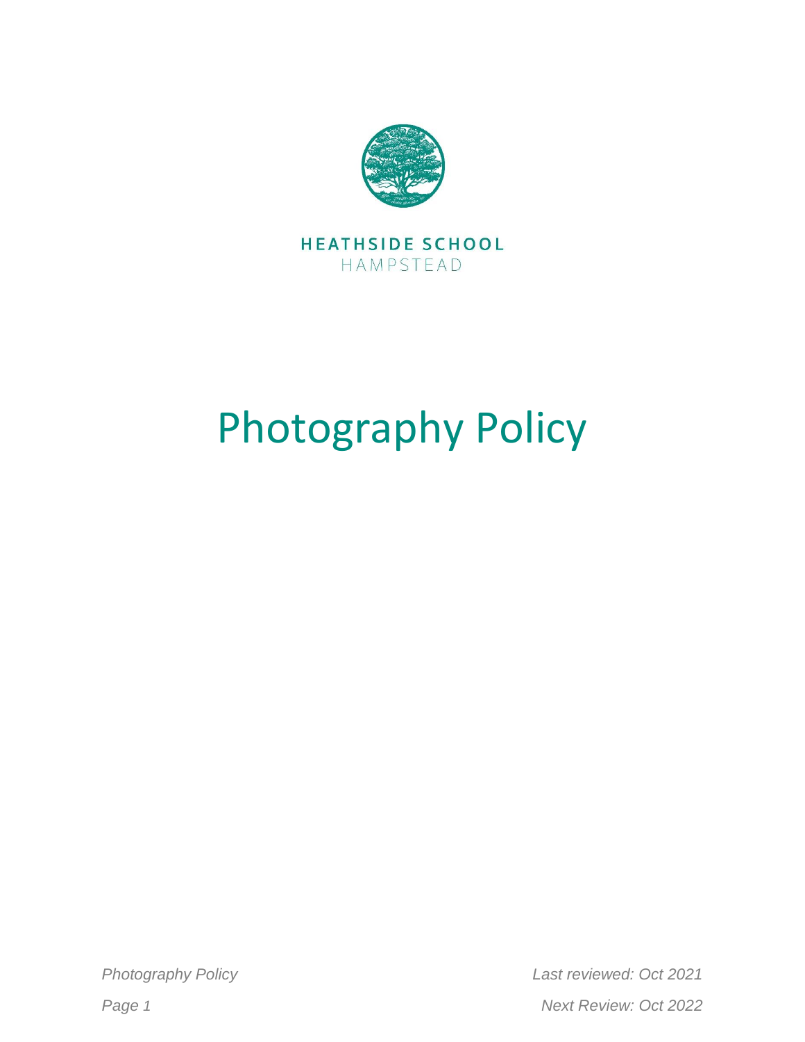HEATHSIDE SCHOOL

HAMPSTEAD

# Photography Policy

*Photography Policy* *Last reviewed: Oct 2021*

*Next Review: Oct 2022*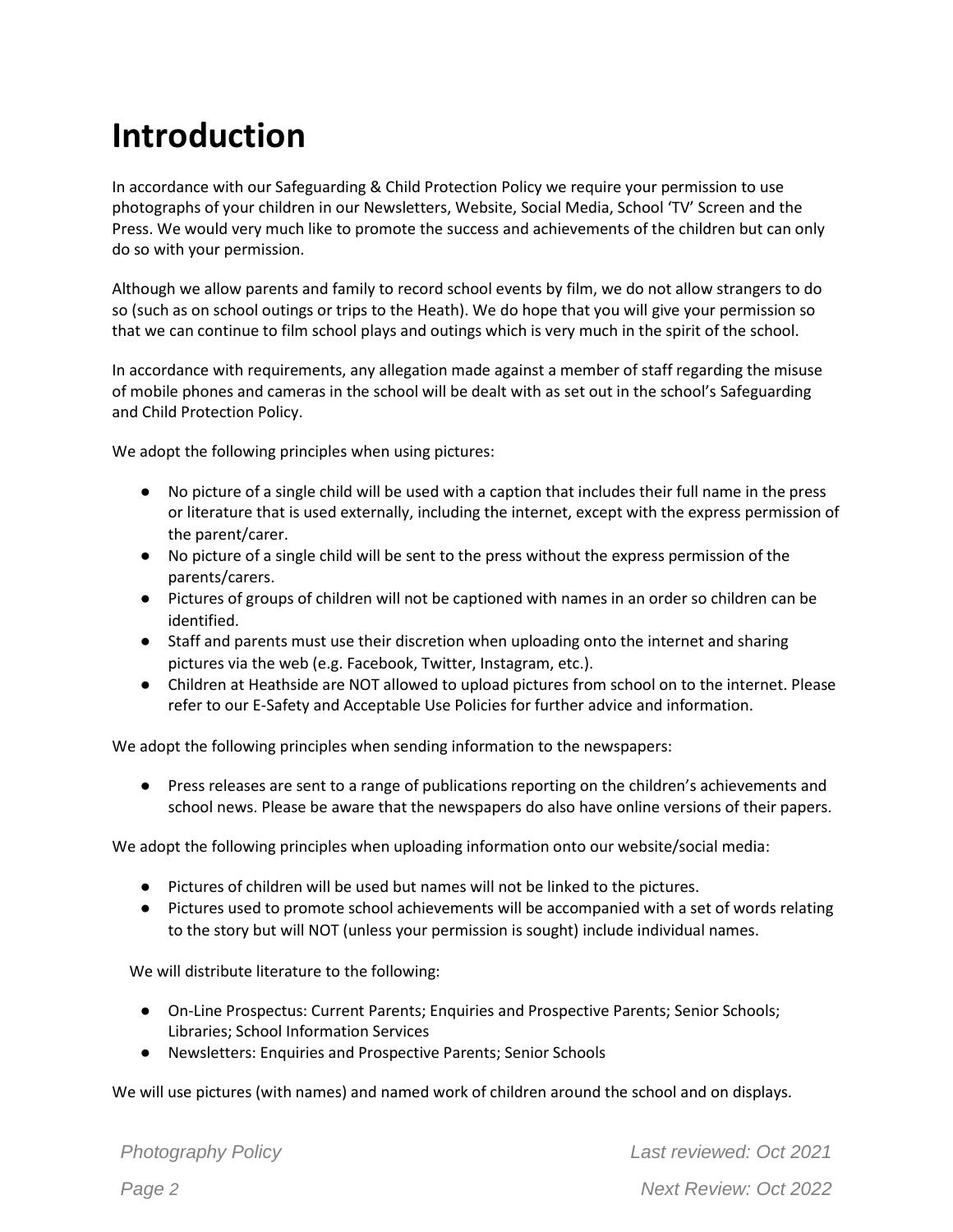# Introduction

In accordance with our Safeguarding & Child Protection Policy we require your permission to use photographs of your children in our Newsletters, Website, Social Media, School 'TV' Screen and the Press. We would very much like to promote the success and achievements of the children but can only do so with your permission.

Although we allow parents and family to record school events by film, we do not allow strangers to do so (such as on school outings or trips to the Heath). We do hope that you will give your permission so that we can continue to film school plays and outings which is very much in the spirit of the school.

In accordance with requirements, any allegation made against a member of staff regarding the misuse of mobile phones and cameras in the school will be dealt with as set out in the school's Safeguarding and Child Protection Policy.

We adopt the following principles when using pictures:

- No picture of a single child will be used with a caption that includes their full name in the press or literature that is used externally, including the internet, except with the express permission of the parent/carer.
- No picture of a single child will be sent to the press without the express permission of the parents/carers.
- Pictures of groups of children will not be captioned with names in an order so children can be identified.
- Staff and parents must use their discretion when uploading onto the internet and sharing pictures via the web (e.g. Facebook, Twitter, Instagram, etc.).
- Children at Heathside are NOT allowed to upload pictures from school on to the internet. Please refer to our E-Safety and Acceptable Use Policies for further advice and information.

We adopt the following principles when sending information to the newspapers:

- Press releases are sent to a range of publications reporting on the children's achievements and school news. Please be aware that the newspapers do also have online versions of their papers.

We adopt the following principles when uploading information onto our website/social media:

- Pictures of children will be used but names will not be linked to the pictures.
- Pictures used to promote school achievements will be accompanied with a set of words relating to the story but will NOT (unless your permission is sought) include individual names.

We will distribute literature to the following:

- On-Line Prospectus: Current Parents; Enquiries and Prospective Parents; Senior Schools; Libraries; School Information Services
- Newsletters: Enquiries and Prospective Parents; Senior Schools

We will use pictures (with names) and named work of children around the school and on displays.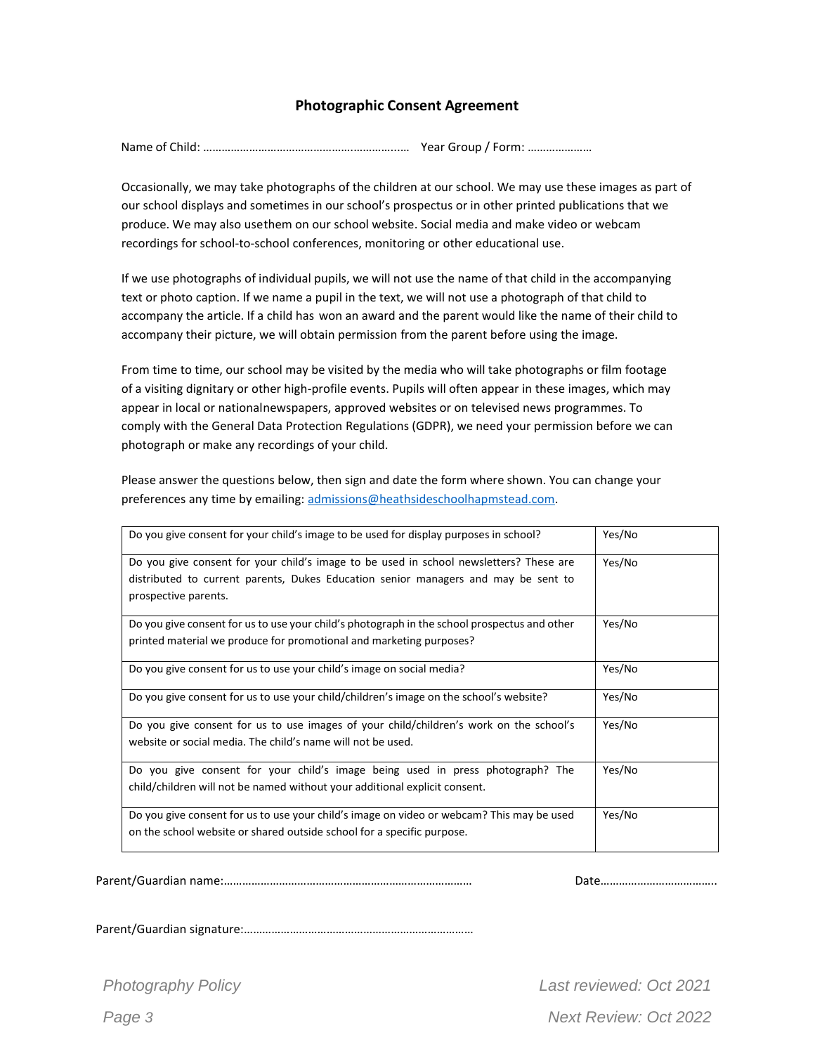## Photographic Consent Agreement

Name of Child: ………………………………………….…………..…. Year Group / Form: …………………

Occasionally, we may take photographs of the children at our school. We may use these images as part of our school displays and sometimes in our school's prospectus or in other printed publications that we produce. We may also usethem on our school website. Social media and make video or webcam recordings for school-to-school conferences, monitoring or other educational use.

If we use photographs of individual pupils, we will not use the name of that child in the accompanying text or photo caption. If we name a pupil in the text, we will not use a photograph of that child to accompany the article. If a child has won an award and the parent would like the name of their child to accompany their picture, we will obtain permission from the parent before using the image.

From time to time, our school may be visited by the media who will take photographs or film footage of a visiting dignitary or other high-profile events. Pupils will often appear in these images, which may appear in local or nationalnewspapers, approved websites or on televised news programmes. To comply with the General Data Protection Regulations (GDPR), we need your permission before we can photograph or make any recordings of your child.

Please answer the questions below, then sign and date the form where shown. You can change your preferences any time by emailing: admissions@heathsideschoolhapmstead.com.

| Question | Answer |
|---|---|
| Do you give consent for your child's image to be used for display purposes in school? | Yes/No |
| Do you give consent for your child's image to be used in school newsletters? These are distributed to current parents, Dukes Education senior managers and may be sent to prospective parents. | Yes/No |
| Do you give consent for us to use your child's photograph in the school prospectus and other printed material we produce for promotional and marketing purposes? | Yes/No |
| Do you give consent for us to use your child's image on social media? | Yes/No |
| Do you give consent for us to use your child/children's image on the school's website? | Yes/No |
| Do you give consent for us to use images of your child/children's work on the school's website or social media. The child's name will not be used. | Yes/No |
| Do you give consent for your child's image being used in press photograph? The child/children will not be named without your additional explicit consent. | Yes/No |
| Do you give consent for us to use your child's image on video or webcam? This may be used on the school website or shared outside school for a specific purpose. | Yes/No |

Parent/Guardian name:……………………………………………………………………… Date………………………………..

Parent/Guardian signature:…………………………………………………………………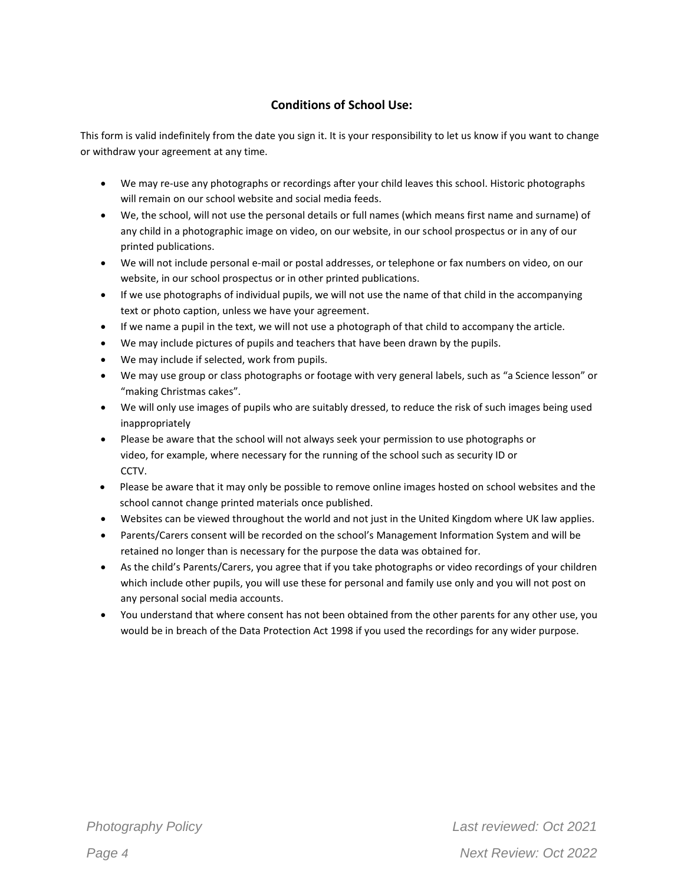## Conditions of School Use:

This form is valid indefinitely from the date you sign it. It is your responsibility to let us know if you want to change or withdraw your agreement at any time.

- We may re-use any photographs or recordings after your child leaves this school. Historic photographs will remain on our school website and social media feeds.
- We, the school, will not use the personal details or full names (which means first name and surname) of any child in a photographic image on video, on our website, in our school prospectus or in any of our printed publications.
- We will not include personal e-mail or postal addresses, or telephone or fax numbers on video, on our website, in our school prospectus or in other printed publications.
- If we use photographs of individual pupils, we will not use the name of that child in the accompanying text or photo caption, unless we have your agreement.
- If we name a pupil in the text, we will not use a photograph of that child to accompany the article.
- We may include pictures of pupils and teachers that have been drawn by the pupils.
- We may include if selected, work from pupils.
- We may use group or class photographs or footage with very general labels, such as "a Science lesson" or "making Christmas cakes".
- We will only use images of pupils who are suitably dressed, to reduce the risk of such images being used inappropriately
- Please be aware that the school will not always seek your permission to use photographs or video, for example, where necessary for the running of the school such as security ID or CCTV.
- Please be aware that it may only be possible to remove online images hosted on school websites and the school cannot change printed materials once published.
- Websites can be viewed throughout the world and not just in the United Kingdom where UK law applies.
- Parents/Carers consent will be recorded on the school's Management Information System and will be retained no longer than is necessary for the purpose the data was obtained for.
- As the child's Parents/Carers, you agree that if you take photographs or video recordings of your children which include other pupils, you will use these for personal and family use only and you will not post on any personal social media accounts.
- You understand that where consent has not been obtained from the other parents for any other use, you would be in breach of the Data Protection Act 1998 if you used the recordings for any wider purpose.